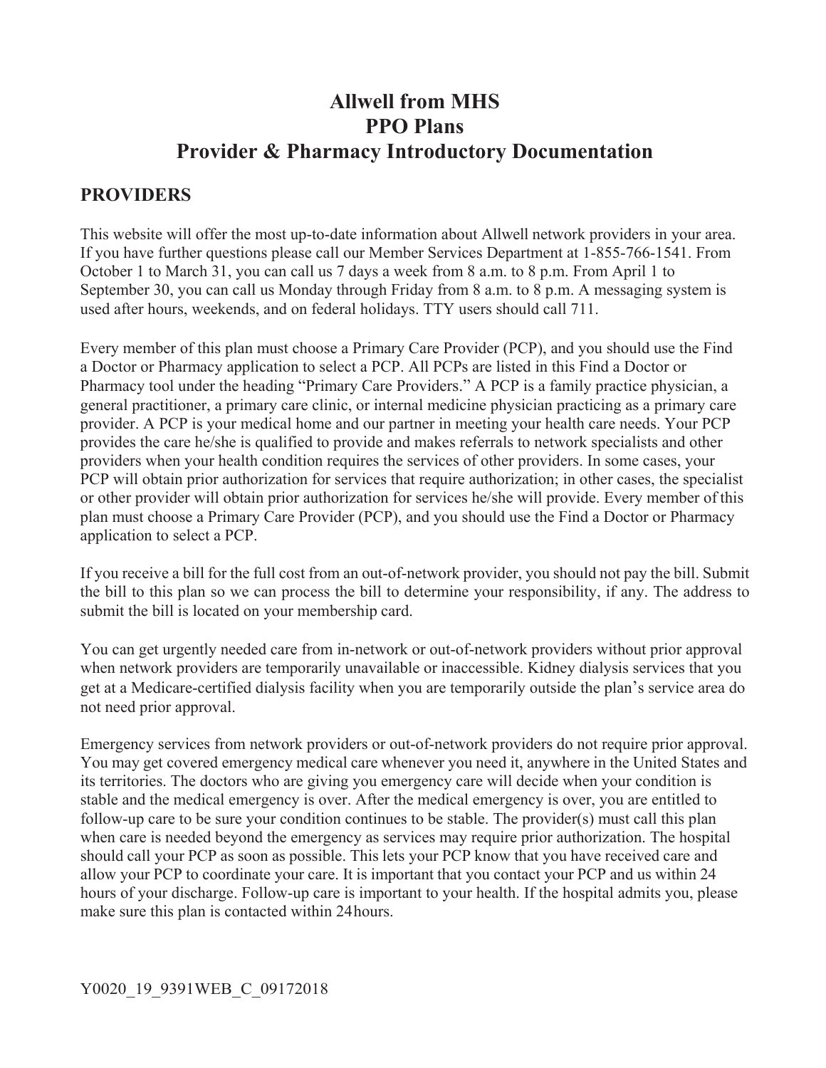# Allwell from MHS
# PPO Plans
# Provider & Pharmacy Introductory Documentation

## PROVIDERS

This website will offer the most up-to-date information about Allwell network providers in your area. If you have further questions please call our Member Services Department at 1-855-766-1541. From October 1 to March 31, you can call us 7 days a week from 8 a.m. to 8 p.m. From April 1 to September 30, you can call us Monday through Friday from 8 a.m. to 8 p.m. A messaging system is used after hours, weekends, and on federal holidays. TTY users should call 711.

Every member of this plan must choose a Primary Care Provider (PCP), and you should use the Find a Doctor or Pharmacy application to select a PCP. All PCPs are listed in this Find a Doctor or Pharmacy tool under the heading "Primary Care Providers." A PCP is a family practice physician, a general practitioner, a primary care clinic, or internal medicine physician practicing as a primary care provider. A PCP is your medical home and our partner in meeting your health care needs. Your PCP provides the care he/she is qualified to provide and makes referrals to network specialists and other providers when your health condition requires the services of other providers. In some cases, your PCP will obtain prior authorization for services that require authorization; in other cases, the specialist or other provider will obtain prior authorization for services he/she will provide. Every member of this plan must choose a Primary Care Provider (PCP), and you should use the Find a Doctor or Pharmacy application to select a PCP.

If you receive a bill for the full cost from an out-of-network provider, you should not pay the bill. Submit the bill to this plan so we can process the bill to determine your responsibility, if any. The address to submit the bill is located on your membership card.

You can get urgently needed care from in-network or out-of-network providers without prior approval when network providers are temporarily unavailable or inaccessible. Kidney dialysis services that you get at a Medicare-certified dialysis facility when you are temporarily outside the plan's service area do not need prior approval.

Emergency services from network providers or out-of-network providers do not require prior approval. You may get covered emergency medical care whenever you need it, anywhere in the United States and its territories. The doctors who are giving you emergency care will decide when your condition is stable and the medical emergency is over. After the medical emergency is over, you are entitled to follow-up care to be sure your condition continues to be stable. The provider(s) must call this plan when care is needed beyond the emergency as services may require prior authorization. The hospital should call your PCP as soon as possible. This lets your PCP know that you have received care and allow your PCP to coordinate your care. It is important that you contact your PCP and us within 24 hours of your discharge. Follow-up care is important to your health. If the hospital admits you, please make sure this plan is contacted within 24 hours.

Y0020_19_9391WEB_C_09172018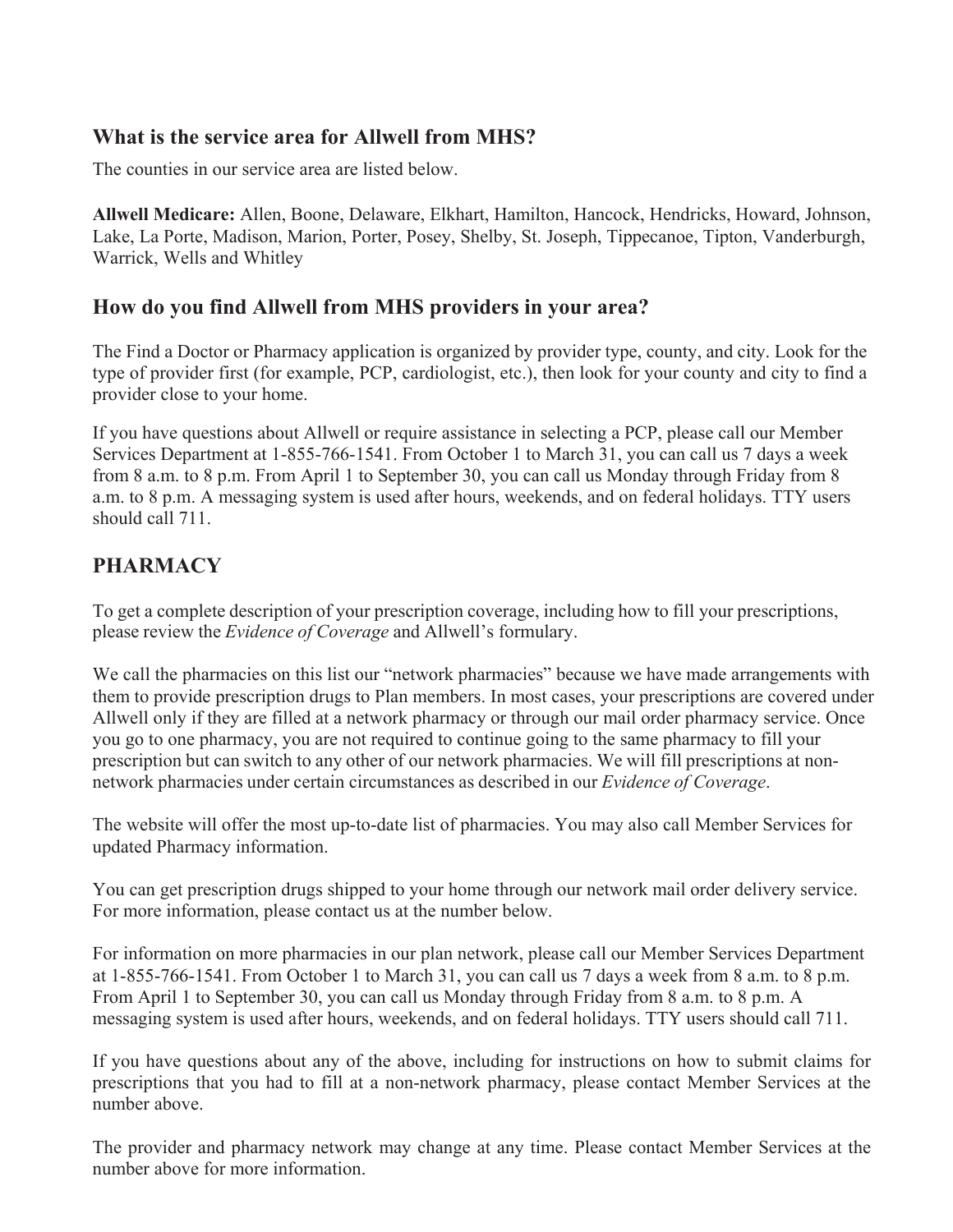## What is the service area for Allwell from MHS?

The counties in our service area are listed below.

**Allwell Medicare:** Allen, Boone, Delaware, Elkhart, Hamilton, Hancock, Hendricks, Howard, Johnson, Lake, La Porte, Madison, Marion, Porter, Posey, Shelby, St. Joseph, Tippecanoe, Tipton, Vanderburgh, Warrick, Wells and Whitley

## How do you find Allwell from MHS providers in your area?

The Find a Doctor or Pharmacy application is organized by provider type, county, and city. Look for the type of provider first (for example, PCP, cardiologist, etc.), then look for your county and city to find a provider close to your home.

If you have questions about Allwell or require assistance in selecting a PCP, please call our Member Services Department at 1-855-766-1541. From October 1 to March 31, you can call us 7 days a week from 8 a.m. to 8 p.m. From April 1 to September 30, you can call us Monday through Friday from 8 a.m. to 8 p.m. A messaging system is used after hours, weekends, and on federal holidays. TTY users should call 711.

## PHARMACY

To get a complete description of your prescription coverage, including how to fill your prescriptions, please review the *Evidence of Coverage* and Allwell's formulary.

We call the pharmacies on this list our "network pharmacies" because we have made arrangements with them to provide prescription drugs to Plan members. In most cases, your prescriptions are covered under Allwell only if they are filled at a network pharmacy or through our mail order pharmacy service. Once you go to one pharmacy, you are not required to continue going to the same pharmacy to fill your prescription but can switch to any other of our network pharmacies. We will fill prescriptions at non-network pharmacies under certain circumstances as described in our *Evidence of Coverage*.

The website will offer the most up-to-date list of pharmacies. You may also call Member Services for updated Pharmacy information.

You can get prescription drugs shipped to your home through our network mail order delivery service. For more information, please contact us at the number below.

For information on more pharmacies in our plan network, please call our Member Services Department at 1-855-766-1541. From October 1 to March 31, you can call us 7 days a week from 8 a.m. to 8 p.m. From April 1 to September 30, you can call us Monday through Friday from 8 a.m. to 8 p.m. A messaging system is used after hours, weekends, and on federal holidays. TTY users should call 711.

If you have questions about any of the above, including for instructions on how to submit claims for prescriptions that you had to fill at a non-network pharmacy, please contact Member Services at the number above.

The provider and pharmacy network may change at any time. Please contact Member Services at the number above for more information.